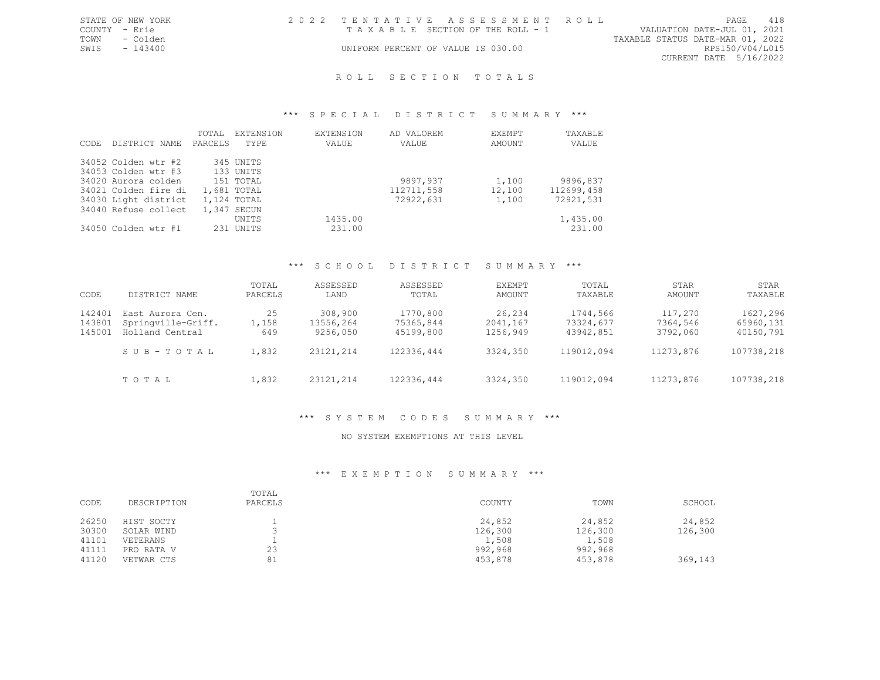STATE OF NEW YORK
COUNTY - Erie
TOWN - Colden
SWIS - 143400

2022 TENTATIVE ASSESSMENT ROLL
TAXABLE SECTION OF THE ROLL - 1
UNIFORM PERCENT OF VALUE IS 030.00

VALUATION DATE-JUL 01, 2021
TAXABLE STATUS DATE-MAR 01, 2022
RPS150/V04/L015
CURRENT DATE 5/16/2022

# ROLL SECTION TOTALS

## *** SPECIAL DISTRICT SUMMARY ***

| CODE | DISTRICT NAME | TOTAL PARCELS | EXTENSION TYPE | EXTENSION VALUE | AD VALOREM VALUE | EXEMPT AMOUNT | TAXABLE VALUE |
|---|---|---|---|---|---|---|---|
| 34052 | Colden wtr #2 | 345 | UNITS | | | | |
| 34053 | Colden wtr #3 | 133 | UNITS | | | | |
| 34020 | Aurora colden | 151 | TOTAL | | 9897,937 | 1,100 | 9896,837 |
| 34021 | Colden fire di | 1,681 | TOTAL | | 112711,558 | 12,100 | 112699,458 |
| 34030 | Light district | 1,124 | TOTAL | | 72922,631 | 1,100 | 72921,531 |
| 34040 | Refuse collect | 1,347 | SECUN UNITS | 1435.00 | | | 1,435.00 |
| 34050 | Colden wtr #1 | 231 | UNITS | 231.00 | | | 231.00 |

## *** SCHOOL DISTRICT SUMMARY ***

| CODE | DISTRICT NAME | TOTAL PARCELS | ASSESSED LAND | ASSESSED TOTAL | EXEMPT AMOUNT | TOTAL TAXABLE | STAR AMOUNT | STAR TAXABLE |
|---|---|---|---|---|---|---|---|---|
| 142401 | East Aurora Cen. | 25 | 308,900 | 1770,800 | 26,234 | 1744,566 | 117,270 | 1627,296 |
| 143801 | Springville-Griff. | 1,158 | 13556,264 | 75365,844 | 2041,167 | 73324,677 | 7364,546 | 65960,131 |
| 145001 | Holland Central | 649 | 9256,050 | 45199,800 | 1256,949 | 43942,851 | 3792,060 | 40150,791 |
| | SUB-TOTAL | 1,832 | 23121,214 | 122336,444 | 3324,350 | 119012,094 | 11273,876 | 107738,218 |
| | TOTAL | 1,832 | 23121,214 | 122336,444 | 3324,350 | 119012,094 | 11273,876 | 107738,218 |

## *** SYSTEM CODES SUMMARY ***

NO SYSTEM EXEMPTIONS AT THIS LEVEL

## *** EXEMPTION SUMMARY ***

| CODE | DESCRIPTION | TOTAL PARCELS | COUNTY | TOWN | SCHOOL |
|---|---|---|---|---|---|
| 26250 | HIST SOCTY | 1 | 24,852 | 24,852 | 24,852 |
| 30300 | SOLAR WIND | 3 | 126,300 | 126,300 | 126,300 |
| 41101 | VETERANS | 1 | 1,508 | 1,508 | |
| 41111 | PRO RATA V | 23 | 992,968 | 992,968 | |
| 41120 | VETWAR CTS | 81 | 453,878 | 453,878 | 369,143 |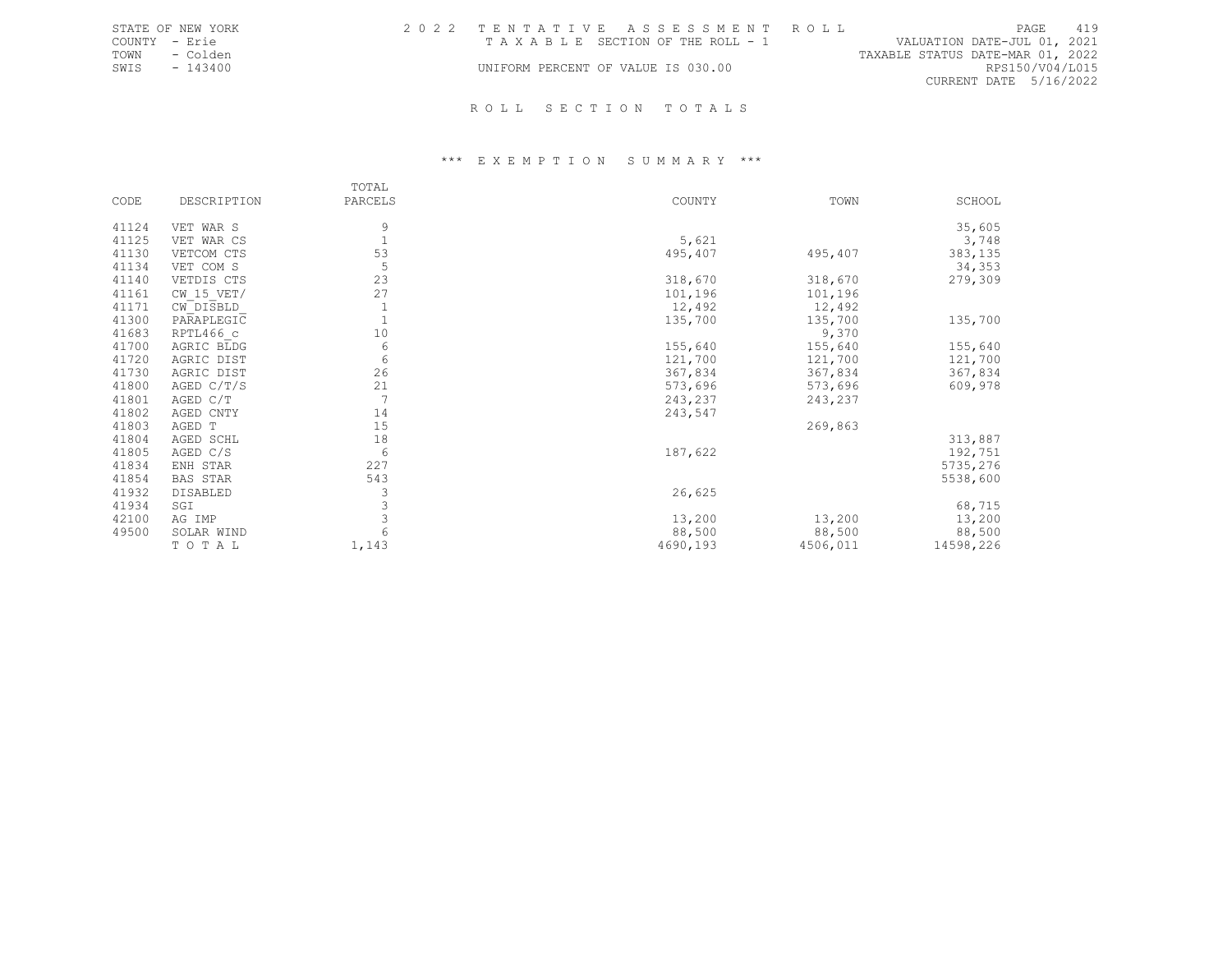STATE OF NEW YORK
COUNTY - Erie
TOWN - Colden
SWIS - 143400

2022 TENTATIVE ASSESSMENT ROLL
TAXABLE SECTION OF THE ROLL - 1

UNIFORM PERCENT OF VALUE IS 030.00

VALUATION DATE-JUL 01, 2021
TAXABLE STATUS DATE-MAR 01, 2022
RPS150/V04/L015
CURRENT DATE 5/16/2022

## ROLL SECTION TOTALS

### *** EXEMPTION SUMMARY ***

| CODE | DESCRIPTION | TOTAL PARCELS | COUNTY | TOWN | SCHOOL |
|---|---|---|---|---|---|
| 41124 | VET WAR S | 9 | | | 35,605 |
| 41125 | VET WAR CS | 1 | 5,621 | | 3,748 |
| 41130 | VETCOM CTS | 53 | 495,407 | 495,407 | 383,135 |
| 41134 | VET COM S | 5 | | | 34,353 |
| 41140 | VETDIS CTS | 23 | 318,670 | 318,670 | 279,309 |
| 41161 | CW_15_VET/ | 27 | 101,196 | 101,196 | |
| 41171 | CW_DISBLD_ | 1 | 12,492 | 12,492 | |
| 41300 | PARAPLEGIC | 1 | 135,700 | 135,700 | 135,700 |
| 41683 | RPTL466_c | 10 | | 9,370 | |
| 41700 | AGRIC BLDG | 6 | 155,640 | 155,640 | 155,640 |
| 41720 | AGRIC DIST | 6 | 121,700 | 121,700 | 121,700 |
| 41730 | AGRIC DIST | 26 | 367,834 | 367,834 | 367,834 |
| 41800 | AGED C/T/S | 21 | 573,696 | 573,696 | 609,978 |
| 41801 | AGED C/T | 7 | 243,237 | 243,237 | |
| 41802 | AGED CNTY | 14 | 243,547 | | |
| 41803 | AGED T | 15 | | 269,863 | |
| 41804 | AGED SCHL | 18 | | | 313,887 |
| 41805 | AGED C/S | 6 | 187,622 | | 192,751 |
| 41834 | ENH STAR | 227 | | | 5735,276 |
| 41854 | BAS STAR | 543 | | | 5538,600 |
| 41932 | DISABLED | 3 | 26,625 | | |
| 41934 | SGI | 3 | | | 68,715 |
| 42100 | AG IMP | 3 | 13,200 | 13,200 | 13,200 |
| 49500 | SOLAR WIND | 6 | 88,500 | 88,500 | 88,500 |
| | TOTAL | 1,143 | 4690,193 | 4506,011 | 14598,226 |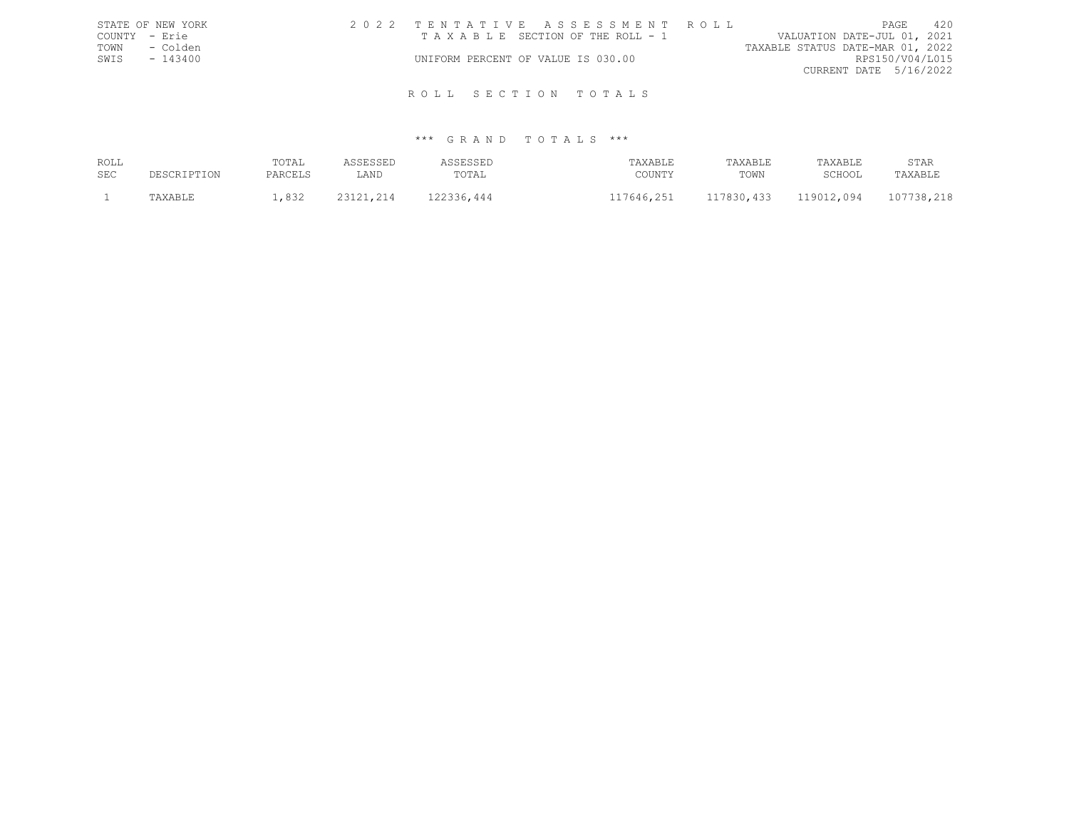STATE OF NEW YORK
COUNTY - Erie
TOWN - Colden
SWIS - 143400

2022 TENTATIVE ASSESSMENT ROLL
TAXABLE SECTION OF THE ROLL - 1
UNIFORM PERCENT OF VALUE IS 030.00

VALUATION DATE-JUL 01, 2021
TAXABLE STATUS DATE-MAR 01, 2022
RPS150/V04/L015
CURRENT DATE 5/16/2022

## ROLL SECTION TOTALS

### *** GRAND TOTALS ***

| ROLL SEC | DESCRIPTION | TOTAL PARCELS | ASSESSED LAND | ASSESSED TOTAL | TAXABLE COUNTY | TAXABLE TOWN | TAXABLE SCHOOL | STAR TAXABLE |
|---|---|---|---|---|---|---|---|---|
| 1 | TAXABLE | 1,832 | 23121,214 | 122336,444 | 117646,251 | 117830,433 | 119012,094 | 107738,218 |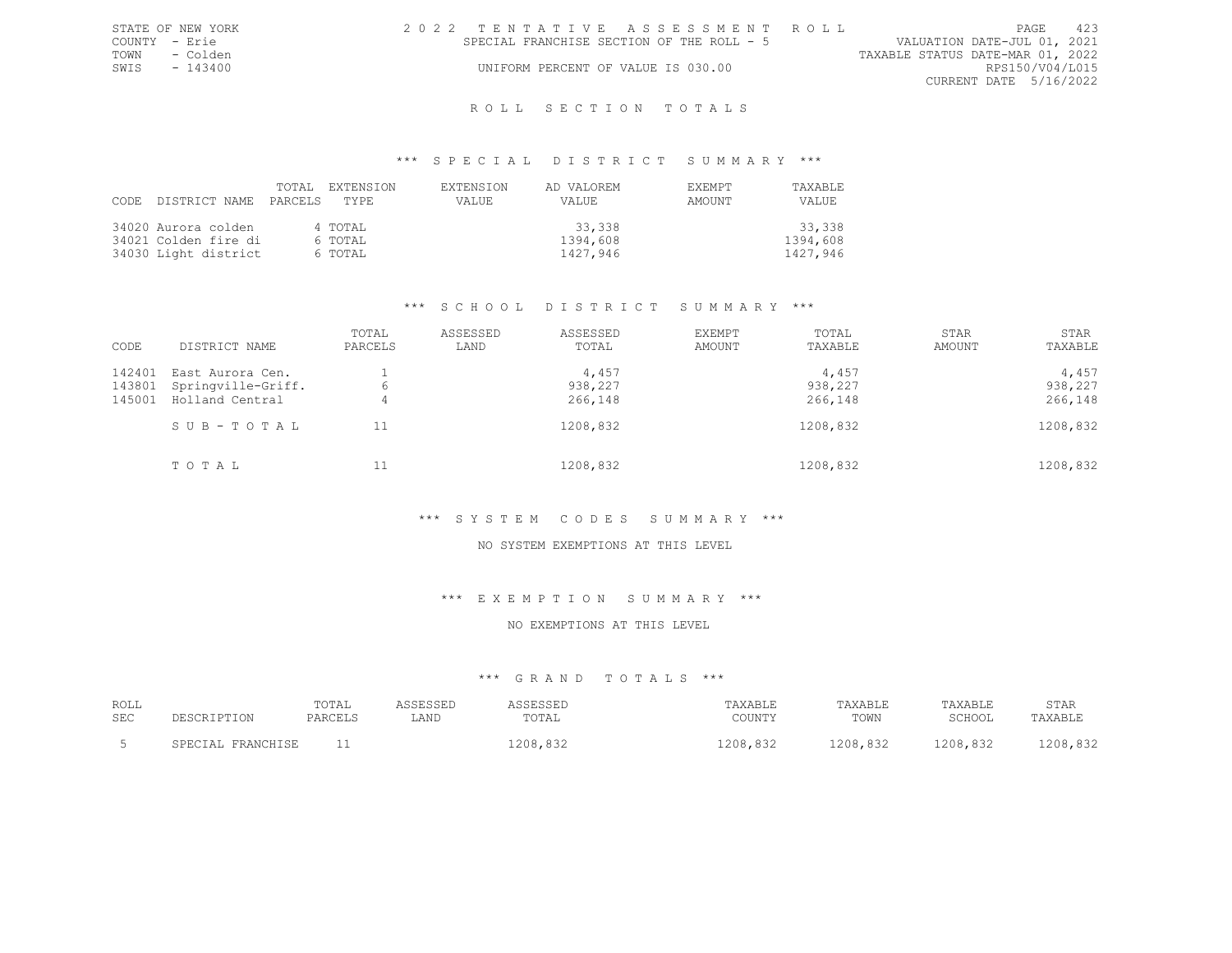STATE OF NEW YORK
COUNTY - Erie
TOWN - Colden
SWIS - 143400

2022 TENTATIVE ASSESSMENT ROLL
SPECIAL FRANCHISE SECTION OF THE ROLL - 5
UNIFORM PERCENT OF VALUE IS 030.00

VALUATION DATE-JUL 01, 2021
TAXABLE STATUS DATE-MAR 01, 2022
RPS150/V04/L015
CURRENT DATE 5/16/2022

## ROLL SECTION TOTALS

### *** SPECIAL DISTRICT SUMMARY ***

| CODE | DISTRICT NAME | TOTAL PARCELS | EXTENSION TYPE | EXTENSION VALUE | AD VALOREM VALUE | EXEMPT AMOUNT | TAXABLE VALUE |
|---|---|---|---|---|---|---|---|
| 34020 | Aurora colden | 4 | TOTAL | | 33,338 | | 33,338 |
| 34021 | Colden fire di | 6 | TOTAL | | 1394,608 | | 1394,608 |
| 34030 | Light district | 6 | TOTAL | | 1427,946 | | 1427,946 |

### *** SCHOOL DISTRICT SUMMARY ***

| CODE | DISTRICT NAME | TOTAL PARCELS | ASSESSED LAND | ASSESSED TOTAL | EXEMPT AMOUNT | TOTAL TAXABLE | STAR AMOUNT | STAR TAXABLE |
|---|---|---|---|---|---|---|---|---|
| 142401 | East Aurora Cen. | 1 | | 4,457 | | 4,457 | | 4,457 |
| 143801 | Springville-Griff. | 6 | | 938,227 | | 938,227 | | 938,227 |
| 145001 | Holland Central | 4 | | 266,148 | | 266,148 | | 266,148 |
| | SUB-TOTAL | 11 | | 1208,832 | | 1208,832 | | 1208,832 |
| | TOTAL | 11 | | 1208,832 | | 1208,832 | | 1208,832 |

### *** SYSTEM CODES SUMMARY ***

NO SYSTEM EXEMPTIONS AT THIS LEVEL

### *** EXEMPTION SUMMARY ***

NO EXEMPTIONS AT THIS LEVEL

### *** GRAND TOTALS ***

| ROLL SEC | DESCRIPTION | TOTAL PARCELS | ASSESSED LAND | ASSESSED TOTAL | TAXABLE COUNTY | TAXABLE TOWN | TAXABLE SCHOOL | STAR TAXABLE |
|---|---|---|---|---|---|---|---|---|
| 5 | SPECIAL FRANCHISE | 11 | | 1208,832 | 1208,832 | 1208,832 | 1208,832 | 1208,832 |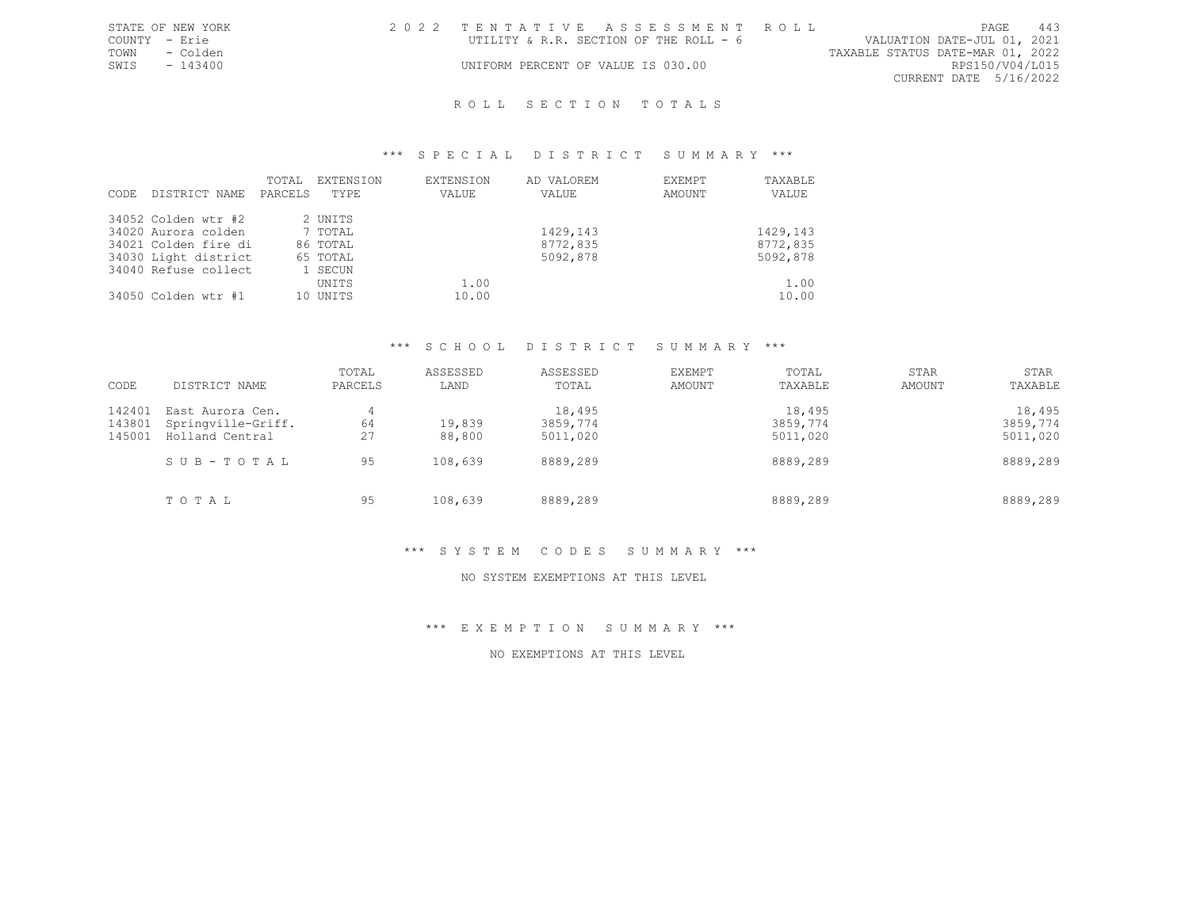STATE OF NEW YORK
COUNTY - Erie
TOWN - Colden
SWIS - 143400

2022 TENTATIVE ASSESSMENT ROLL
UTILITY & R.R. SECTION OF THE ROLL - 6
UNIFORM PERCENT OF VALUE IS 030.00

VALUATION DATE-JUL 01, 2021
TAXABLE STATUS DATE-MAR 01, 2022
RPS150/V04/L015
CURRENT DATE 5/16/2022

# ROLL SECTION TOTALS

## *** SPECIAL DISTRICT SUMMARY ***

| CODE | DISTRICT NAME | TOTAL PARCELS | EXTENSION TYPE | EXTENSION VALUE | AD VALOREM VALUE | EXEMPT AMOUNT | TAXABLE VALUE |
|---|---|---|---|---|---|---|---|
| 34052 | Colden wtr #2 | 2 | UNITS | | | | |
| 34020 | Aurora colden | 7 | TOTAL | | 1429,143 | | 1429,143 |
| 34021 | Colden fire di | 86 | TOTAL | | 8772,835 | | 8772,835 |
| 34030 | Light district | 65 | TOTAL | | 5092,878 | | 5092,878 |
| 34040 | Refuse collect | 1 | SECUN | | | | |
| | | | UNITS | 1.00 | | | 1.00 |
| 34050 | Colden wtr #1 | 10 | UNITS | 10.00 | | | 10.00 |

## *** SCHOOL DISTRICT SUMMARY ***

| CODE | DISTRICT NAME | TOTAL PARCELS | ASSESSED LAND | ASSESSED TOTAL | EXEMPT AMOUNT | TOTAL TAXABLE | STAR AMOUNT | STAR TAXABLE |
|---|---|---|---|---|---|---|---|---|
| 142401 | East Aurora Cen. | 4 | | 18,495 | | 18,495 | | 18,495 |
| 143801 | Springville-Griff. | 64 | 19,839 | 3859,774 | | 3859,774 | | 3859,774 |
| 145001 | Holland Central | 27 | 88,800 | 5011,020 | | 5011,020 | | 5011,020 |
| | SUB-TOTAL | 95 | 108,639 | 8889,289 | | 8889,289 | | 8889,289 |
| | TOTAL | 95 | 108,639 | 8889,289 | | 8889,289 | | 8889,289 |

## *** SYSTEM CODES SUMMARY ***

NO SYSTEM EXEMPTIONS AT THIS LEVEL

## *** EXEMPTION SUMMARY ***

NO EXEMPTIONS AT THIS LEVEL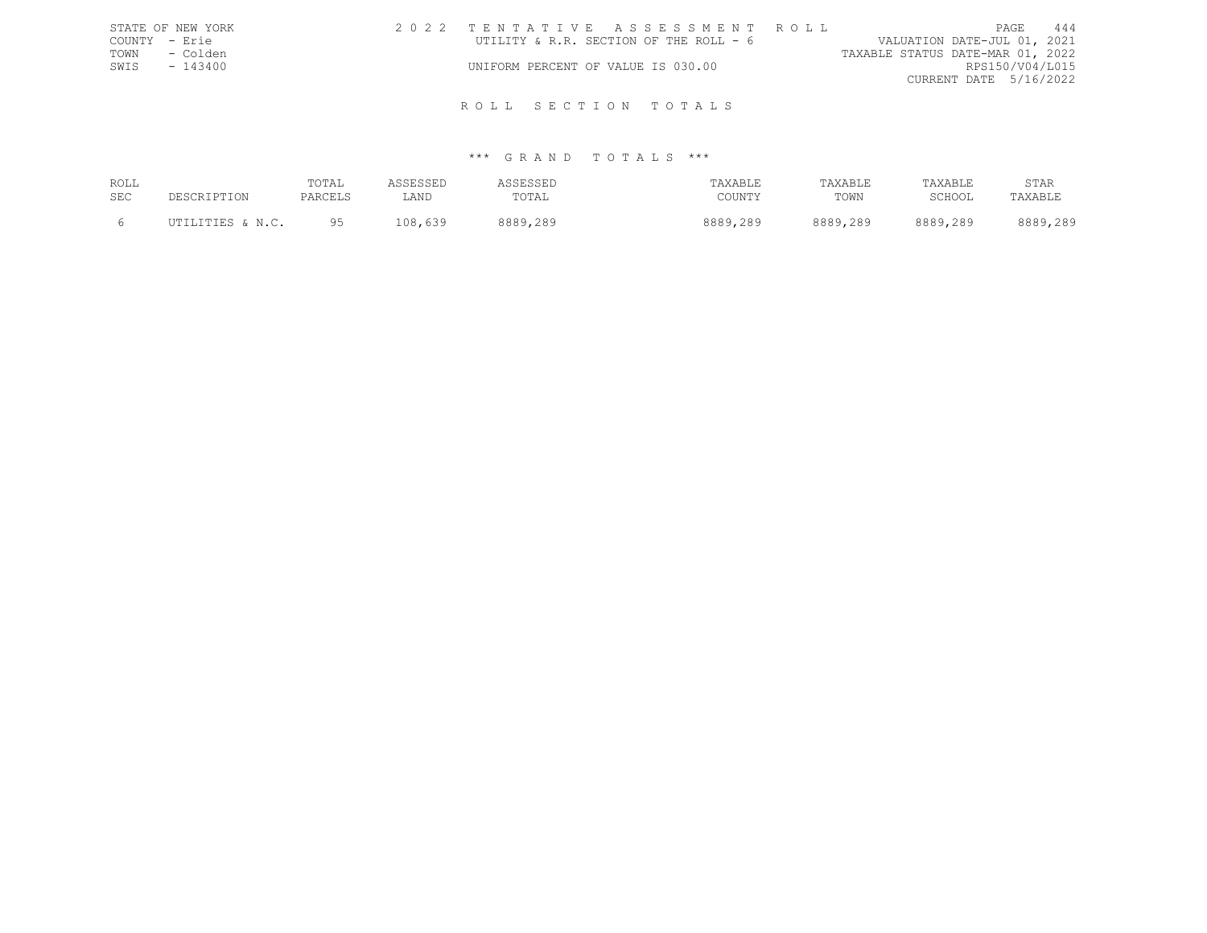STATE OF NEW YORK — 2022 TENTATIVE ASSESSMENT ROLL — PAGE 444
COUNTY - Erie — UTILITY & R.R. SECTION OF THE ROLL - 6 — VALUATION DATE-JUL 01, 2021
TOWN - Colden — TAXABLE STATUS DATE-MAR 01, 2022
SWIS - 143400 — UNIFORM PERCENT OF VALUE IS 030.00 — RPS150/V04/L015
CURRENT DATE 5/16/2022

## ROLL SECTION TOTALS

### *** GRAND TOTALS ***

| ROLL SEC | DESCRIPTION | TOTAL PARCELS | ASSESSED LAND | ASSESSED TOTAL | TAXABLE COUNTY | TAXABLE TOWN | TAXABLE SCHOOL | STAR TAXABLE |
|---|---|---|---|---|---|---|---|---|
| 6 | UTILITIES & N.C. | 95 | 108,639 | 8889,289 | 8889,289 | 8889,289 | 8889,289 | 8889,289 |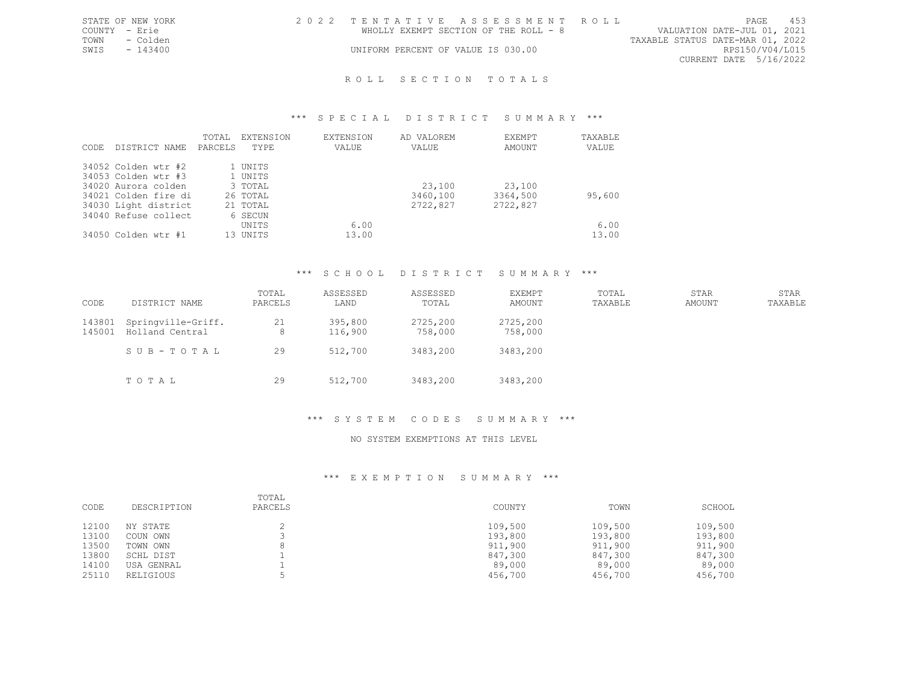STATE OF NEW YORK
COUNTY - Erie
TOWN - Colden
SWIS - 143400

2022 TENTATIVE ASSESSMENT ROLL
WHOLLY EXEMPT SECTION OF THE ROLL - 8
UNIFORM PERCENT OF VALUE IS 030.00

VALUATION DATE-JUL 01, 2021
TAXABLE STATUS DATE-MAR 01, 2022
RPS150/V04/L015
CURRENT DATE 5/16/2022

## ROLL SECTION TOTALS

### *** SPECIAL DISTRICT SUMMARY ***

| CODE | DISTRICT NAME | TOTAL PARCELS | EXTENSION TYPE | EXTENSION VALUE | AD VALOREM VALUE | EXEMPT AMOUNT | TAXABLE VALUE |
|---|---|---|---|---|---|---|---|
| 34052 | Colden wtr #2 | 1 | UNITS | | | | |
| 34053 | Colden wtr #3 | 1 | UNITS | | | | |
| 34020 | Aurora colden | 3 | TOTAL | | 23,100 | 23,100 | |
| 34021 | Colden fire di | 26 | TOTAL | | 3460,100 | 3364,500 | 95,600 |
| 34030 | Light district | 21 | TOTAL | | 2722,827 | 2722,827 | |
| 34040 | Refuse collect | 6 | SECUN | | | | |
| | | | UNITS | 6.00 | | | 6.00 |
| 34050 | Colden wtr #1 | 13 | UNITS | 13.00 | | | 13.00 |

### *** SCHOOL DISTRICT SUMMARY ***

| CODE | DISTRICT NAME | TOTAL PARCELS | ASSESSED LAND | ASSESSED TOTAL | EXEMPT AMOUNT | TOTAL TAXABLE | STAR AMOUNT | STAR TAXABLE |
|---|---|---|---|---|---|---|---|---|
| 143801 | Springville-Griff. | 21 | 395,800 | 2725,200 | 2725,200 | | | |
| 145001 | Holland Central | 8 | 116,900 | 758,000 | 758,000 | | | |
| | SUB-TOTAL | 29 | 512,700 | 3483,200 | 3483,200 | | | |
| | TOTAL | 29 | 512,700 | 3483,200 | 3483,200 | | | |

### *** SYSTEM CODES SUMMARY ***

NO SYSTEM EXEMPTIONS AT THIS LEVEL

### *** EXEMPTION SUMMARY ***

| CODE | DESCRIPTION | TOTAL PARCELS | COUNTY | TOWN | SCHOOL |
|---|---|---|---|---|---|
| 12100 | NY STATE | 2 | 109,500 | 109,500 | 109,500 |
| 13100 | COUN OWN | 3 | 193,800 | 193,800 | 193,800 |
| 13500 | TOWN OWN | 8 | 911,900 | 911,900 | 911,900 |
| 13800 | SCHL DIST | 1 | 847,300 | 847,300 | 847,300 |
| 14100 | USA GENRAL | 1 | 89,000 | 89,000 | 89,000 |
| 25110 | RELIGIOUS | 5 | 456,700 | 456,700 | 456,700 |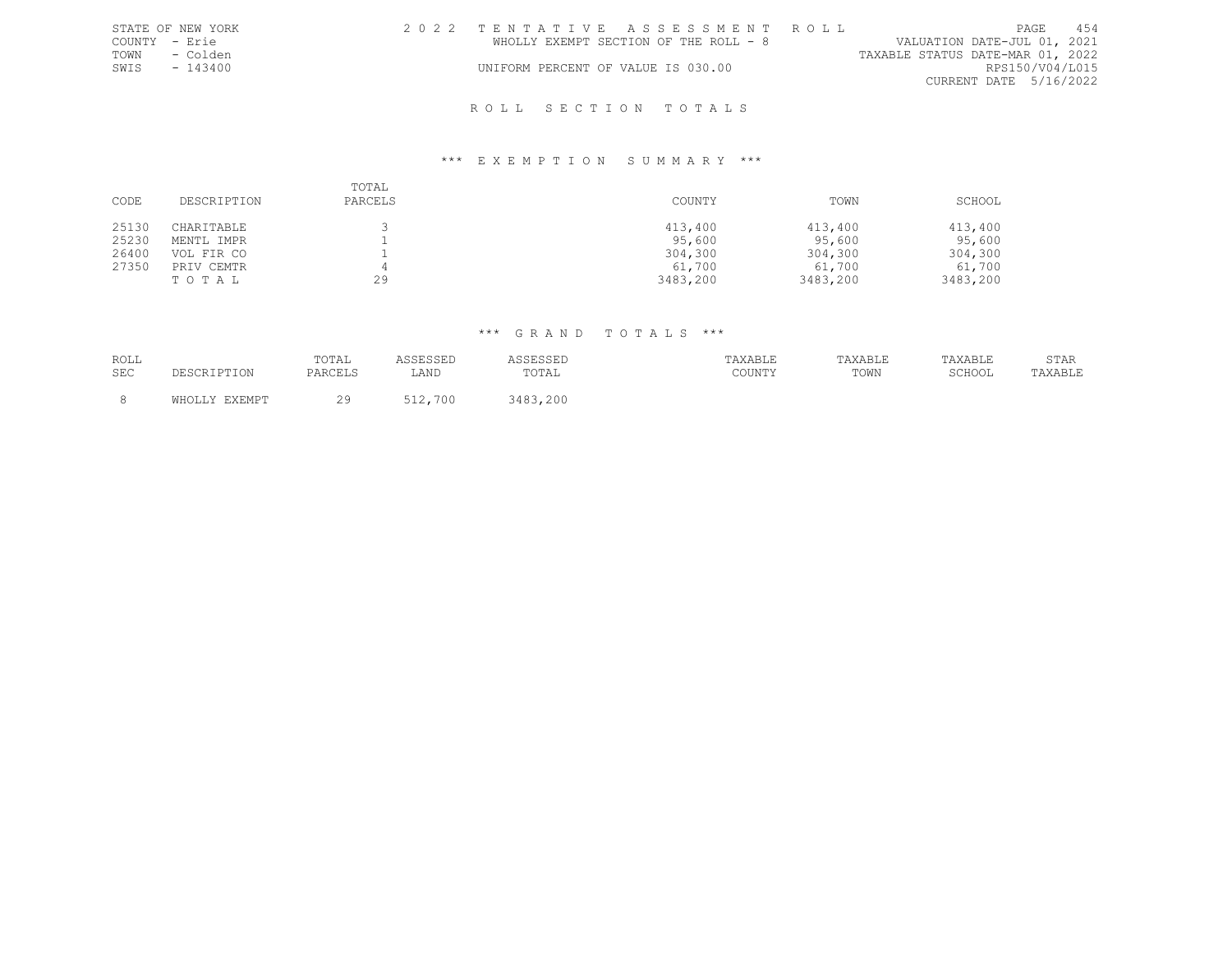STATE OF NEW YORK
COUNTY - Erie
TOWN - Colden
SWIS - 143400

2 0 2 2 T E N T A T I V E A S S E S S M E N T R O L L
WHOLLY EXEMPT SECTION OF THE ROLL - 8
UNIFORM PERCENT OF VALUE IS 030.00

VALUATION DATE-JUL 01, 2021
TAXABLE STATUS DATE-MAR 01, 2022
RPS150/V04/L015
CURRENT DATE 5/16/2022

## R O L L S E C T I O N T O T A L S

### \*\*\* E X E M P T I O N S U M M A R Y \*\*\*

| CODE | DESCRIPTION | TOTAL PARCELS | COUNTY | TOWN | SCHOOL |
|---|---|---|---|---|---|
| 25130 | CHARITABLE | 3 | 413,400 | 413,400 | 413,400 |
| 25230 | MENTL IMPR | 1 | 95,600 | 95,600 | 95,600 |
| 26400 | VOL FIR CO | 1 | 304,300 | 304,300 | 304,300 |
| 27350 | PRIV CEMTR | 4 | 61,700 | 61,700 | 61,700 |
| | T O T A L | 29 | 3483,200 | 3483,200 | 3483,200 |

### \*\*\* G R A N D T O T A L S \*\*\*

| ROLL SEC | DESCRIPTION | TOTAL PARCELS | ASSESSED LAND | ASSESSED TOTAL | TAXABLE COUNTY | TAXABLE TOWN | TAXABLE SCHOOL | STAR TAXABLE |
|---|---|---|---|---|---|---|---|---|
| 8 | WHOLLY EXEMPT | 29 | 512,700 | 3483,200 | | | | |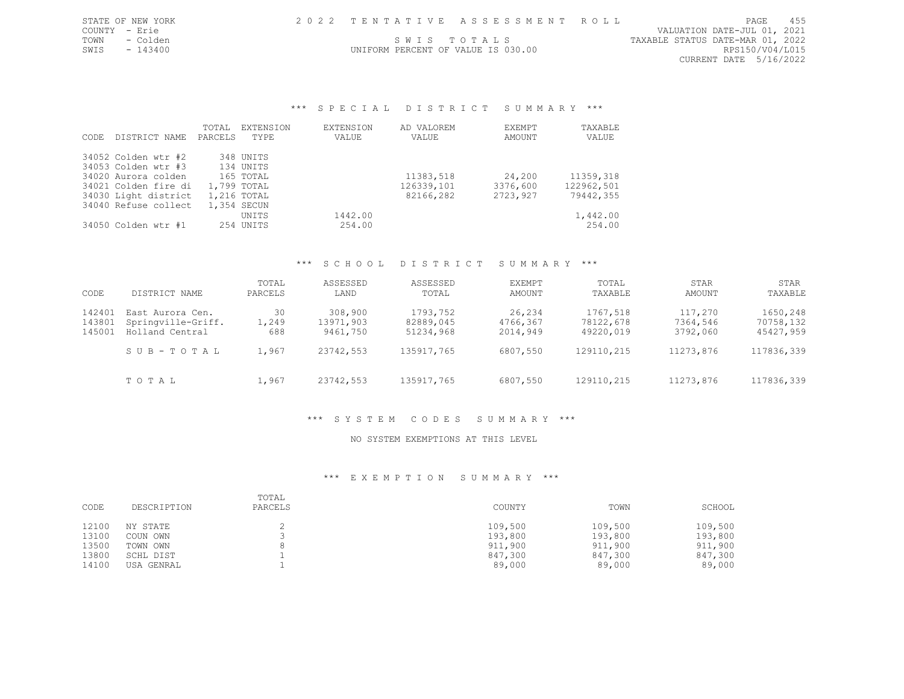STATE OF NEW YORK
COUNTY - Erie
TOWN - Colden
SWIS - 143400

2022 TENTATIVE ASSESSMENT ROLL

SWIS TOTALS

UNIFORM PERCENT OF VALUE IS 030.00

VALUATION DATE-JUL 01, 2021
TAXABLE STATUS DATE-MAR 01, 2022
RPS150/V04/L015
CURRENT DATE 5/16/2022

### *** SPECIAL DISTRICT SUMMARY ***

| CODE | DISTRICT NAME | TOTAL PARCELS | EXTENSION TYPE | EXTENSION VALUE | AD VALOREM VALUE | EXEMPT AMOUNT | TAXABLE VALUE |
|---|---|---|---|---|---|---|---|
| 34052 | Colden wtr #2 | 348 | UNITS | | | | |
| 34053 | Colden wtr #3 | 134 | UNITS | | | | |
| 34020 | Aurora colden | 165 | TOTAL | | 11383,518 | 24,200 | 11359,318 |
| 34021 | Colden fire di | 1,799 | TOTAL | | 126339,101 | 3376,600 | 122962,501 |
| 34030 | Light district | 1,216 | TOTAL | | 82166,282 | 2723,927 | 79442,355 |
| 34040 | Refuse collect | 1,354 | SECUN UNITS | 1442.00 | | | 1,442.00 |
| 34050 | Colden wtr #1 | 254 | UNITS | 254.00 | | | 254.00 |

### *** SCHOOL DISTRICT SUMMARY ***

| CODE | DISTRICT NAME | TOTAL PARCELS | ASSESSED LAND | ASSESSED TOTAL | EXEMPT AMOUNT | TOTAL TAXABLE | STAR AMOUNT | STAR TAXABLE |
|---|---|---|---|---|---|---|---|---|
| 142401 | East Aurora Cen. | 30 | 308,900 | 1793,752 | 26,234 | 1767,518 | 117,270 | 1650,248 |
| 143801 | Springville-Griff. | 1,249 | 13971,903 | 82889,045 | 4766,367 | 78122,678 | 7364,546 | 70758,132 |
| 145001 | Holland Central | 688 | 9461,750 | 51234,968 | 2014,949 | 49220,019 | 3792,060 | 45427,959 |
| | S U B - T O T A L | 1,967 | 23742,553 | 135917,765 | 6807,550 | 129110,215 | 11273,876 | 117836,339 |
| | T O T A L | 1,967 | 23742,553 | 135917,765 | 6807,550 | 129110,215 | 11273,876 | 117836,339 |

### *** SYSTEM CODES SUMMARY ***

NO SYSTEM EXEMPTIONS AT THIS LEVEL

### *** EXEMPTION SUMMARY ***

| CODE | DESCRIPTION | TOTAL PARCELS | COUNTY | TOWN | SCHOOL |
|---|---|---|---|---|---|
| 12100 | NY STATE | 2 | 109,500 | 109,500 | 109,500 |
| 13100 | COUN OWN | 3 | 193,800 | 193,800 | 193,800 |
| 13500 | TOWN OWN | 8 | 911,900 | 911,900 | 911,900 |
| 13800 | SCHL DIST | 1 | 847,300 | 847,300 | 847,300 |
| 14100 | USA GENRAL | 1 | 89,000 | 89,000 | 89,000 |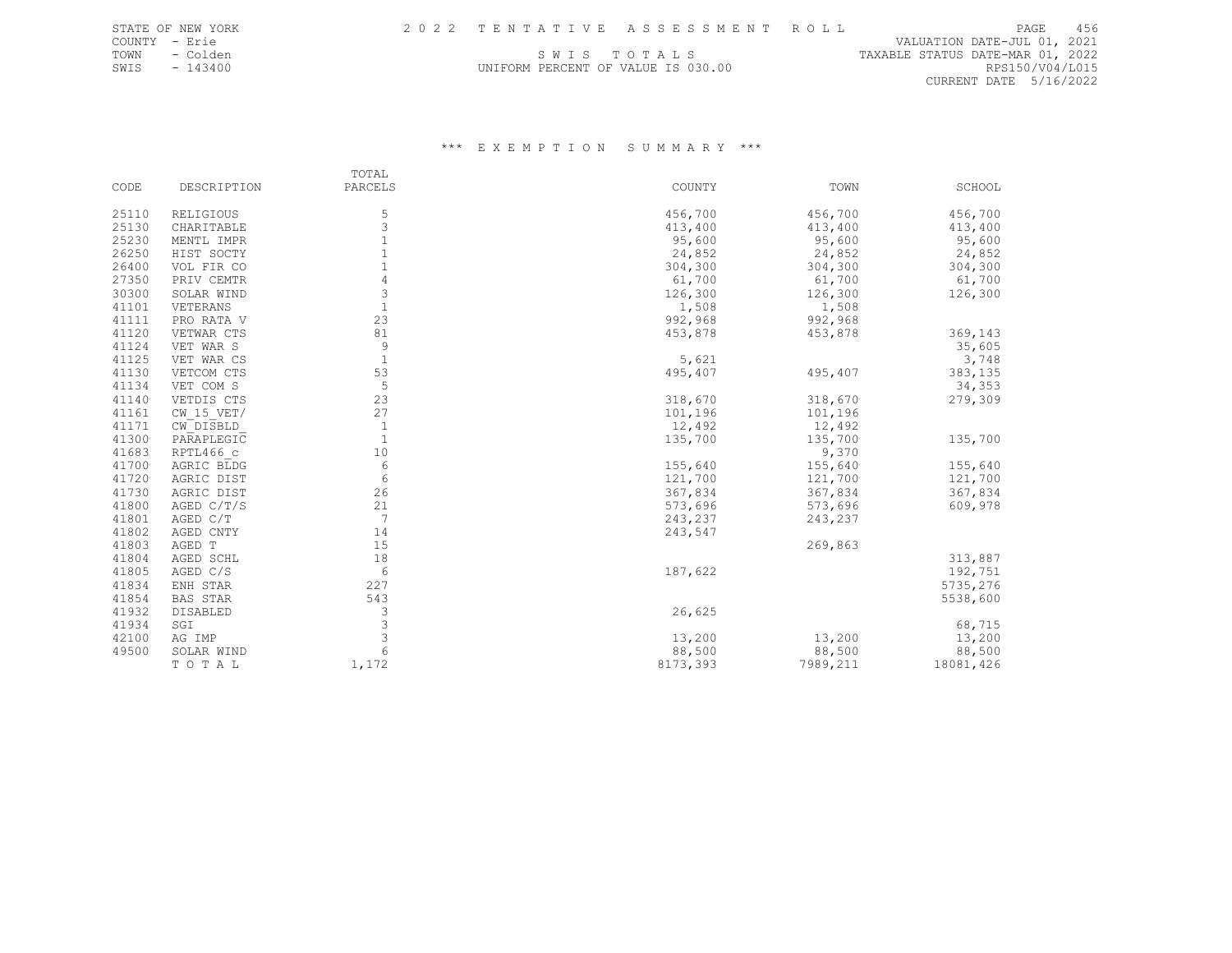STATE OF NEW YORK
COUNTY - Erie
TOWN - Colden
SWIS - 143400

2022 TENTATIVE ASSESSMENT ROLL

SWIS TOTALS

UNIFORM PERCENT OF VALUE IS 030.00

VALUATION DATE-JUL 01, 2021
TAXABLE STATUS DATE-MAR 01, 2022
RPS150/V04/L015
CURRENT DATE 5/16/2022

## *** EXEMPTION SUMMARY ***

| CODE | DESCRIPTION | TOTAL PARCELS | COUNTY | TOWN | SCHOOL |
|---|---|---|---|---|---|
| 25110 | RELIGIOUS | 5 | 456,700 | 456,700 | 456,700 |
| 25130 | CHARITABLE | 3 | 413,400 | 413,400 | 413,400 |
| 25230 | MENTL IMPR | 1 | 95,600 | 95,600 | 95,600 |
| 26250 | HIST SOCTY | 1 | 24,852 | 24,852 | 24,852 |
| 26400 | VOL FIR CO | 1 | 304,300 | 304,300 | 304,300 |
| 27350 | PRIV CEMTR | 4 | 61,700 | 61,700 | 61,700 |
| 30300 | SOLAR WIND | 3 | 126,300 | 126,300 | 126,300 |
| 41101 | VETERANS | 1 | 1,508 | 1,508 | |
| 41111 | PRO RATA V | 23 | 992,968 | 992,968 | |
| 41120 | VETWAR CTS | 81 | 453,878 | 453,878 | 369,143 |
| 41124 | VET WAR S | 9 | | | 35,605 |
| 41125 | VET WAR CS | 1 | 5,621 | | 3,748 |
| 41130 | VETCOM CTS | 53 | 495,407 | 495,407 | 383,135 |
| 41134 | VET COM S | 5 | | | 34,353 |
| 41140 | VETDIS CTS | 23 | 318,670 | 318,670 | 279,309 |
| 41161 | CW_15_VET/ | 27 | 101,196 | 101,196 | |
| 41171 | CW_DISBLD_ | 1 | 12,492 | 12,492 | |
| 41300 | PARAPLEGIC | 1 | 135,700 | 135,700 | 135,700 |
| 41683 | RPTL466_c | 10 | | 9,370 | |
| 41700 | AGRIC BLDG | 6 | 155,640 | 155,640 | 155,640 |
| 41720 | AGRIC DIST | 6 | 121,700 | 121,700 | 121,700 |
| 41730 | AGRIC DIST | 26 | 367,834 | 367,834 | 367,834 |
| 41800 | AGED C/T/S | 21 | 573,696 | 573,696 | 609,978 |
| 41801 | AGED C/T | 7 | 243,237 | 243,237 | |
| 41802 | AGED CNTY | 14 | 243,547 | | |
| 41803 | AGED T | 15 | | 269,863 | |
| 41804 | AGED SCHL | 18 | | | 313,887 |
| 41805 | AGED C/S | 6 | 187,622 | | 192,751 |
| 41834 | ENH STAR | 227 | | | 5735,276 |
| 41854 | BAS STAR | 543 | | | 5538,600 |
| 41932 | DISABLED | 3 | 26,625 | | |
| 41934 | SGI | 3 | | | 68,715 |
| 42100 | AG IMP | 3 | 13,200 | 13,200 | 13,200 |
| 49500 | SOLAR WIND | 6 | 88,500 | 88,500 | 88,500 |
| | T O T A L | 1,172 | 8173,393 | 7989,211 | 18081,426 |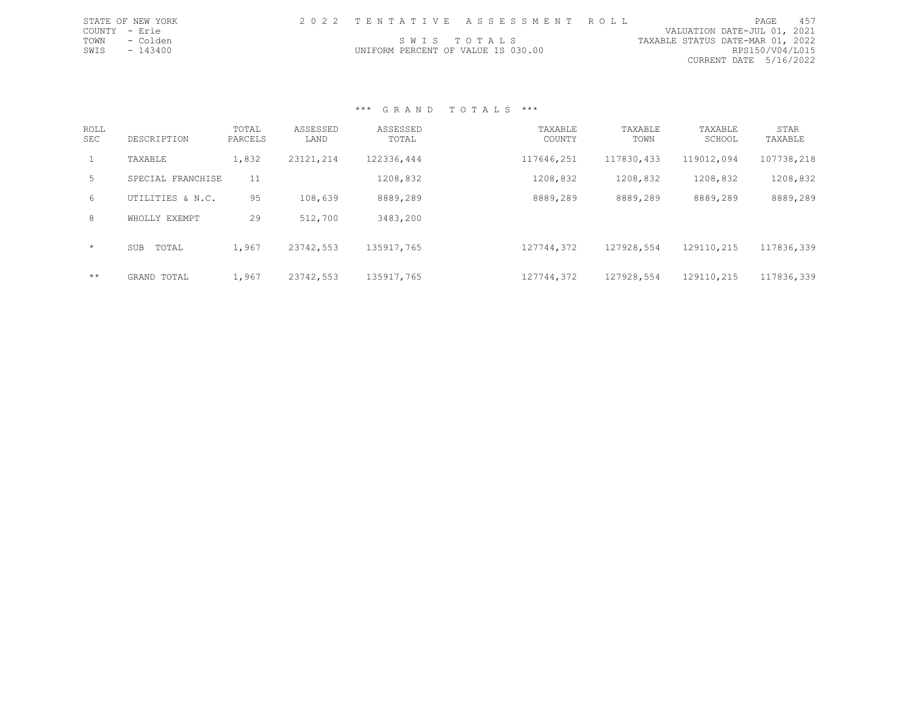STATE OF NEW YORK
COUNTY - Erie
TOWN - Colden
SWIS - 143400

# 2022 TENTATIVE ASSESSMENT ROLL

SWIS TOTALS

UNIFORM PERCENT OF VALUE IS 030.00

VALUATION DATE-JUL 01, 2021
TAXABLE STATUS DATE-MAR 01, 2022
RPS150/V04/L015
CURRENT DATE 5/16/2022

## *** GRAND TOTALS ***

| ROLL SEC | DESCRIPTION | TOTAL PARCELS | ASSESSED LAND | ASSESSED TOTAL | TAXABLE COUNTY | TAXABLE TOWN | TAXABLE SCHOOL | STAR TAXABLE |
|---|---|---|---|---|---|---|---|---|
| 1 | TAXABLE | 1,832 | 23121,214 | 122336,444 | 117646,251 | 117830,433 | 119012,094 | 107738,218 |
| 5 | SPECIAL FRANCHISE | 11 | | 1208,832 | 1208,832 | 1208,832 | 1208,832 | 1208,832 |
| 6 | UTILITIES & N.C. | 95 | 108,639 | 8889,289 | 8889,289 | 8889,289 | 8889,289 | 8889,289 |
| 8 | WHOLLY EXEMPT | 29 | 512,700 | 3483,200 | | | | |
| * | SUB TOTAL | 1,967 | 23742,553 | 135917,765 | 127744,372 | 127928,554 | 129110,215 | 117836,339 |
| ** | GRAND TOTAL | 1,967 | 23742,553 | 135917,765 | 127744,372 | 127928,554 | 129110,215 | 117836,339 |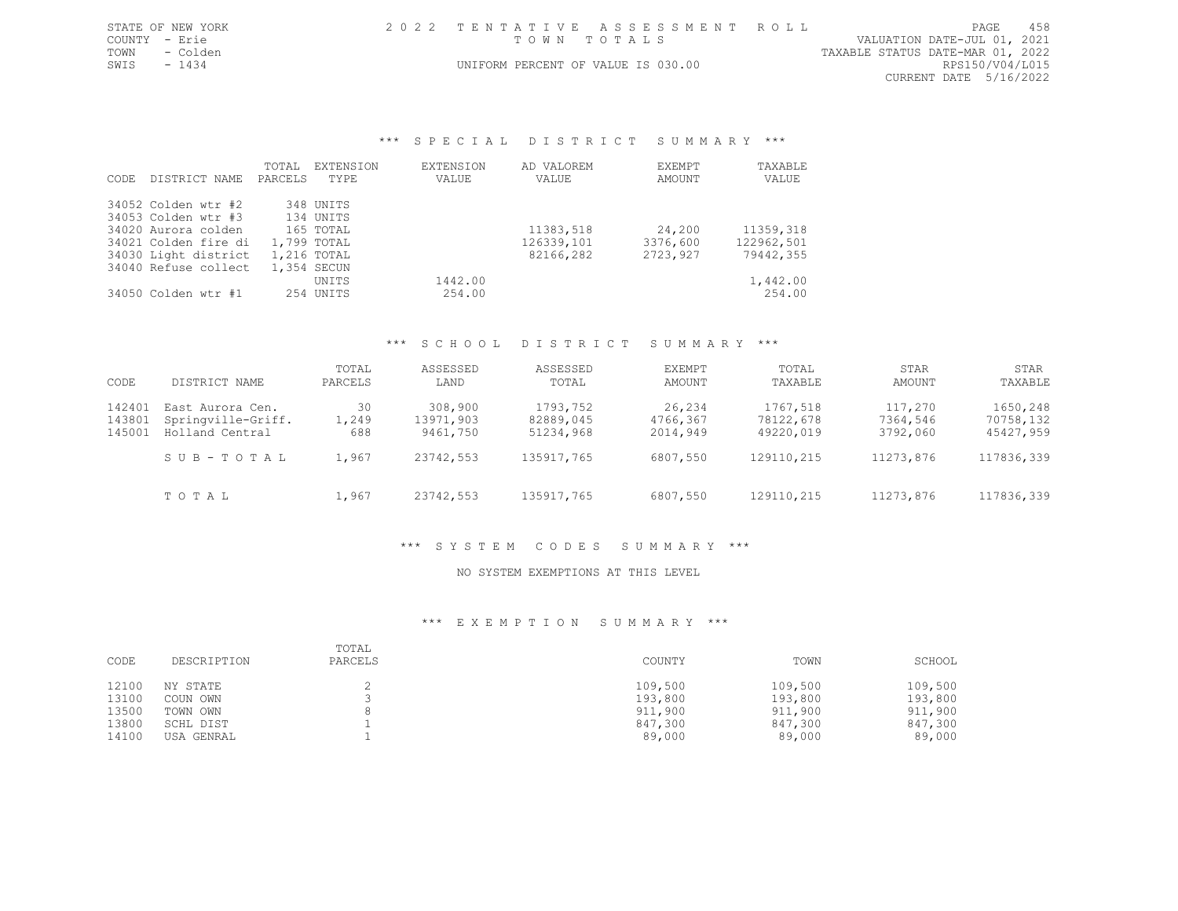STATE OF NEW YORK
COUNTY - Erie
TOWN - Colden
SWIS - 1434

2022 TENTATIVE ASSESSMENT ROLL
TOWN TOTALS
UNIFORM PERCENT OF VALUE IS 030.00

VALUATION DATE-JUL 01, 2021
TAXABLE STATUS DATE-MAR 01, 2022
RPS150/V04/L015
CURRENT DATE 5/16/2022

## *** SPECIAL DISTRICT SUMMARY ***

| CODE | DISTRICT NAME | TOTAL PARCELS | EXTENSION TYPE | EXTENSION VALUE | AD VALOREM VALUE | EXEMPT AMOUNT | TAXABLE VALUE |
|---|---|---|---|---|---|---|---|
| 34052 | Colden wtr #2 | 348 | UNITS | | | | |
| 34053 | Colden wtr #3 | 134 | UNITS | | | | |
| 34020 | Aurora colden | 165 | TOTAL | | 11383,518 | 24,200 | 11359,318 |
| 34021 | Colden fire di | 1,799 | TOTAL | | 126339,101 | 3376,600 | 122962,501 |
| 34030 | Light district | 1,216 | TOTAL | | 82166,282 | 2723,927 | 79442,355 |
| 34040 | Refuse collect | 1,354 | SECUN | | | | |
| | | | UNITS | 1442.00 | | | 1,442.00 |
| 34050 | Colden wtr #1 | 254 | UNITS | 254.00 | | | 254.00 |

## *** SCHOOL DISTRICT SUMMARY ***

| CODE | DISTRICT NAME | TOTAL PARCELS | ASSESSED LAND | ASSESSED TOTAL | EXEMPT AMOUNT | TOTAL TAXABLE | STAR AMOUNT | STAR TAXABLE |
|---|---|---|---|---|---|---|---|---|
| 142401 | East Aurora Cen. | 30 | 308,900 | 1793,752 | 26,234 | 1767,518 | 117,270 | 1650,248 |
| 143801 | Springville-Griff. | 1,249 | 13971,903 | 82889,045 | 4766,367 | 78122,678 | 7364,546 | 70758,132 |
| 145001 | Holland Central | 688 | 9461,750 | 51234,968 | 2014,949 | 49220,019 | 3792,060 | 45427,959 |
| | SUB-TOTAL | 1,967 | 23742,553 | 135917,765 | 6807,550 | 129110,215 | 11273,876 | 117836,339 |
| | TOTAL | 1,967 | 23742,553 | 135917,765 | 6807,550 | 129110,215 | 11273,876 | 117836,339 |

## *** SYSTEM CODES SUMMARY ***

NO SYSTEM EXEMPTIONS AT THIS LEVEL

## *** EXEMPTION SUMMARY ***

| CODE | DESCRIPTION | TOTAL PARCELS | COUNTY | TOWN | SCHOOL |
|---|---|---|---|---|---|
| 12100 | NY STATE | 2 | 109,500 | 109,500 | 109,500 |
| 13100 | COUN OWN | 3 | 193,800 | 193,800 | 193,800 |
| 13500 | TOWN OWN | 8 | 911,900 | 911,900 | 911,900 |
| 13800 | SCHL DIST | 1 | 847,300 | 847,300 | 847,300 |
| 14100 | USA GENRAL | 1 | 89,000 | 89,000 | 89,000 |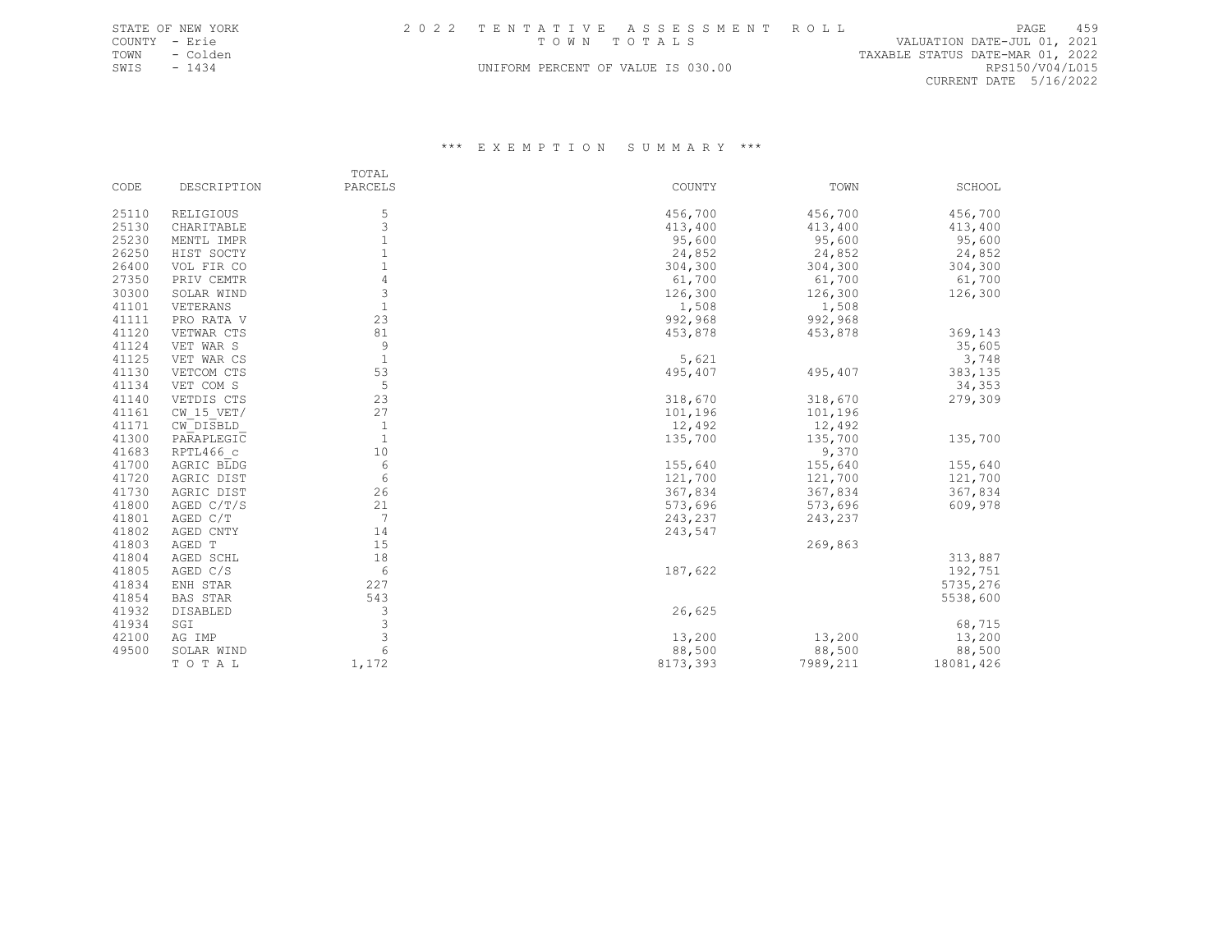STATE OF NEW YORK
COUNTY - Erie
TOWN - Colden
SWIS - 1434

2022 TENTATIVE ASSESSMENT ROLL
TOWN TOTALS
UNIFORM PERCENT OF VALUE IS 030.00

VALUATION DATE-JUL 01, 2021
TAXABLE STATUS DATE-MAR 01, 2022
RPS150/V04/L015
CURRENT DATE 5/16/2022

### *** EXEMPTION SUMMARY ***

| CODE | DESCRIPTION | TOTAL PARCELS | COUNTY | TOWN | SCHOOL |
|---|---|---|---|---|---|
| 25110 | RELIGIOUS | 5 | 456,700 | 456,700 | 456,700 |
| 25130 | CHARITABLE | 3 | 413,400 | 413,400 | 413,400 |
| 25230 | MENTL IMPR | 1 | 95,600 | 95,600 | 95,600 |
| 26250 | HIST SOCTY | 1 | 24,852 | 24,852 | 24,852 |
| 26400 | VOL FIR CO | 1 | 304,300 | 304,300 | 304,300 |
| 27350 | PRIV CEMTR | 4 | 61,700 | 61,700 | 61,700 |
| 30300 | SOLAR WIND | 3 | 126,300 | 126,300 | 126,300 |
| 41101 | VETERANS | 1 | 1,508 | 1,508 | |
| 41111 | PRO RATA V | 23 | 992,968 | 992,968 | |
| 41120 | VETWAR CTS | 81 | 453,878 | 453,878 | 369,143 |
| 41124 | VET WAR S | 9 | | | 35,605 |
| 41125 | VET WAR CS | 1 | 5,621 | | 3,748 |
| 41130 | VETCOM CTS | 53 | 495,407 | 495,407 | 383,135 |
| 41134 | VET COM S | 5 | | | 34,353 |
| 41140 | VETDIS CTS | 23 | 318,670 | 318,670 | 279,309 |
| 41161 | CW_15_VET/ | 27 | 101,196 | 101,196 | |
| 41171 | CW_DISBLD_ | 1 | 12,492 | 12,492 | |
| 41300 | PARAPLEGIC | 1 | 135,700 | 135,700 | 135,700 |
| 41683 | RPTL466_c | 10 | | 9,370 | |
| 41700 | AGRIC BLDG | 6 | 155,640 | 155,640 | 155,640 |
| 41720 | AGRIC DIST | 6 | 121,700 | 121,700 | 121,700 |
| 41730 | AGRIC DIST | 26 | 367,834 | 367,834 | 367,834 |
| 41800 | AGED C/T/S | 21 | 573,696 | 573,696 | 609,978 |
| 41801 | AGED C/T | 7 | 243,237 | 243,237 | |
| 41802 | AGED CNTY | 14 | 243,547 | | |
| 41803 | AGED T | 15 | | 269,863 | |
| 41804 | AGED SCHL | 18 | | | 313,887 |
| 41805 | AGED C/S | 6 | 187,622 | | 192,751 |
| 41834 | ENH STAR | 227 | | | 5735,276 |
| 41854 | BAS STAR | 543 | | | 5538,600 |
| 41932 | DISABLED | 3 | 26,625 | | |
| 41934 | SGI | 3 | | | 68,715 |
| 42100 | AG IMP | 3 | 13,200 | 13,200 | 13,200 |
| 49500 | SOLAR WIND | 6 | 88,500 | 88,500 | 88,500 |
| | TOTAL | 1,172 | 8173,393 | 7989,211 | 18081,426 |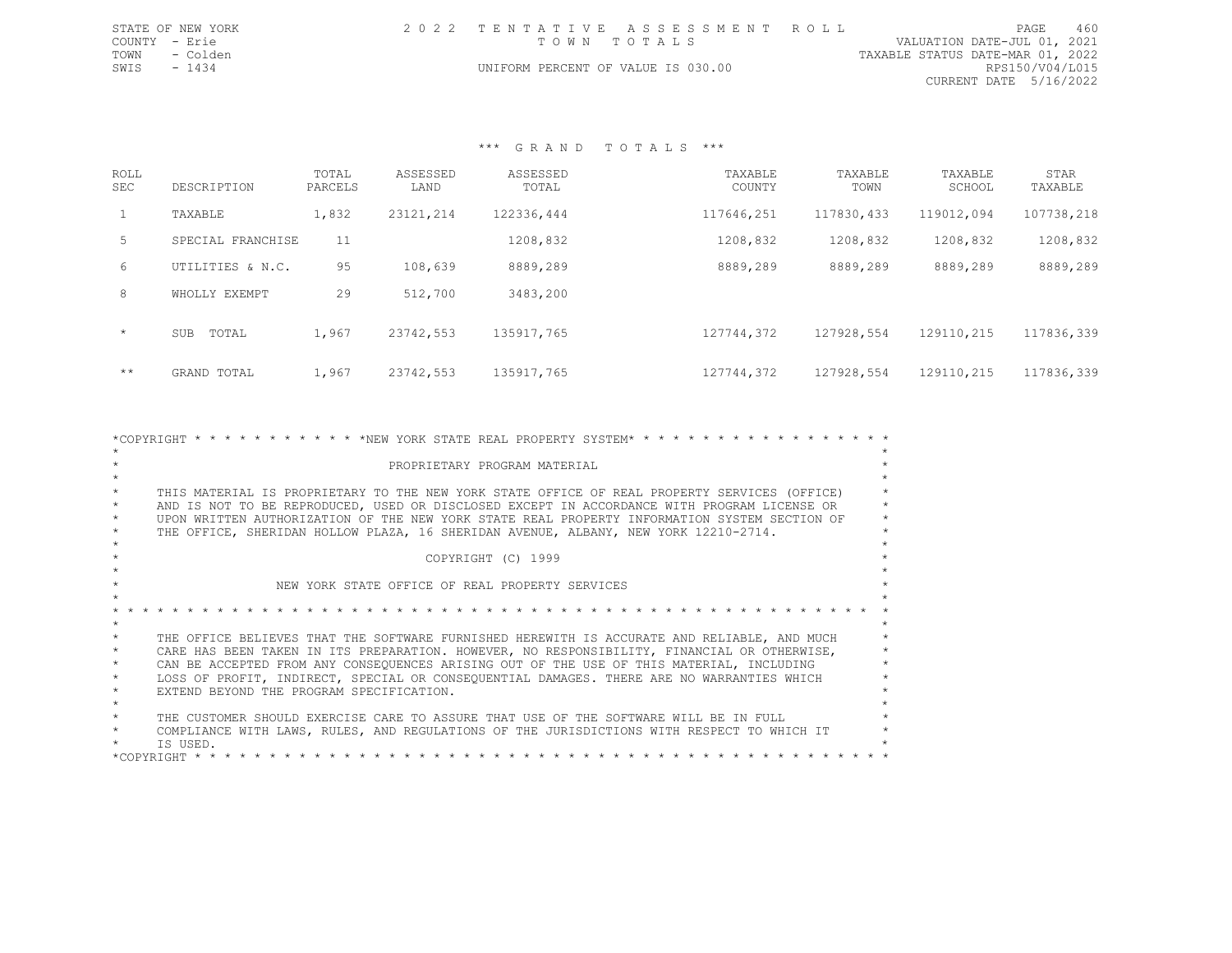STATE OF NEW YORK
COUNTY - Erie
TOWN - Colden
SWIS - 1434

2022 TENTATIVE ASSESSMENT ROLL
TOWN TOTALS
UNIFORM PERCENT OF VALUE IS 030.00

VALUATION DATE-JUL 01, 2021
TAXABLE STATUS DATE-MAR 01, 2022
RPS150/V04/L015
CURRENT DATE 5/16/2022

*** GRAND TOTALS ***

| ROLL SEC | DESCRIPTION | TOTAL PARCELS | ASSESSED LAND | ASSESSED TOTAL | TAXABLE COUNTY | TAXABLE TOWN | TAXABLE SCHOOL | STAR TAXABLE |
|---|---|---|---|---|---|---|---|---|
| 1 | TAXABLE | 1,832 | 23121,214 | 122336,444 | 117646,251 | 117830,433 | 119012,094 | 107738,218 |
| 5 | SPECIAL FRANCHISE | 11 | | 1208,832 | 1208,832 | 1208,832 | 1208,832 | 1208,832 |
| 6 | UTILITIES & N.C. | 95 | 108,639 | 8889,289 | 8889,289 | 8889,289 | 8889,289 | 8889,289 |
| 8 | WHOLLY EXEMPT | 29 | 512,700 | 3483,200 | | | | |
| * | SUB TOTAL | 1,967 | 23742,553 | 135917,765 | 127744,372 | 127928,554 | 129110,215 | 117836,339 |
| ** | GRAND TOTAL | 1,967 | 23742,553 | 135917,765 | 127744,372 | 127928,554 | 129110,215 | 117836,339 |

*COPYRIGHT * * * * * * * * * * * *NEW YORK STATE REAL PROPERTY SYSTEM* * * * * * * * * * * * * * * * * *

PROPRIETARY PROGRAM MATERIAL

THIS MATERIAL IS PROPRIETARY TO THE NEW YORK STATE OFFICE OF REAL PROPERTY SERVICES (OFFICE) AND IS NOT TO BE REPRODUCED, USED OR DISCLOSED EXCEPT IN ACCORDANCE WITH PROGRAM LICENSE OR UPON WRITTEN AUTHORIZATION OF THE NEW YORK STATE REAL PROPERTY INFORMATION SYSTEM SECTION OF THE OFFICE, SHERIDAN HOLLOW PLAZA, 16 SHERIDAN AVENUE, ALBANY, NEW YORK 12210-2714.

COPYRIGHT (C) 1999

NEW YORK STATE OFFICE OF REAL PROPERTY SERVICES

THE OFFICE BELIEVES THAT THE SOFTWARE FURNISHED HEREWITH IS ACCURATE AND RELIABLE, AND MUCH CARE HAS BEEN TAKEN IN ITS PREPARATION. HOWEVER, NO RESPONSIBILITY, FINANCIAL OR OTHERWISE, CAN BE ACCEPTED FROM ANY CONSEQUENCES ARISING OUT OF THE USE OF THIS MATERIAL, INCLUDING LOSS OF PROFIT, INDIRECT, SPECIAL OR CONSEQUENTIAL DAMAGES. THERE ARE NO WARRANTIES WHICH EXTEND BEYOND THE PROGRAM SPECIFICATION.

THE CUSTOMER SHOULD EXERCISE CARE TO ASSURE THAT USE OF THE SOFTWARE WILL BE IN FULL COMPLIANCE WITH LAWS, RULES, AND REGULATIONS OF THE JURISDICTIONS WITH RESPECT TO WHICH IT IS USED.

*COPYRIGHT * * * * * * * * * * * * * * * * * * * * * * * * * * * * * * * * * * * * * * * * * * * * *